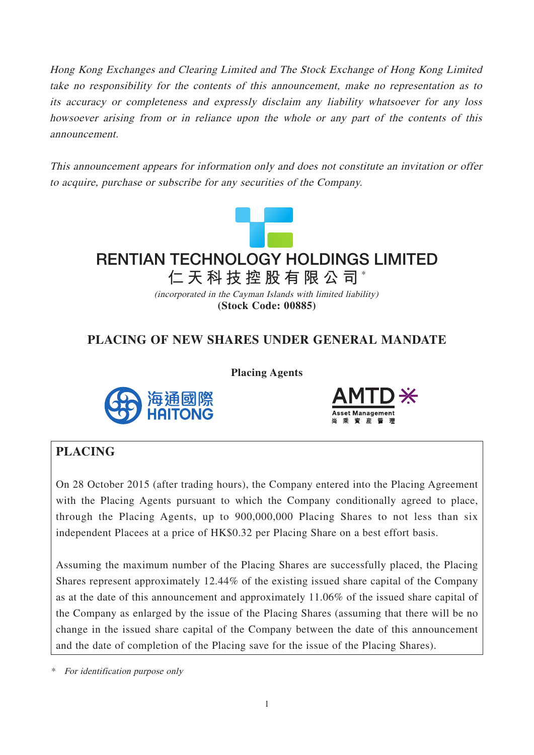*Hong Kong Exchanges and Clearing Limited and The Stock Exchange of Hong Kong Limited take no responsibility for the contents of this announcement, make no representation as to its accuracy or completeness and expressly disclaim any liability whatsoever for any loss howsoever arising from or in reliance upon the whole or any part of the contents of this announcement.*

*This announcement appears for information only and does not constitute an invitation or offer to acquire, purchase or subscribe for any securities of the Company.*

# RENTIAN TECHNOLOGY HOLDINGS LIMITED
# 仁天科技控股有限公司*

*(incorporated in the Cayman Islands with limited liability)*

**(Stock Code: 00885)**

## PLACING OF NEW SHARES UNDER GENERAL MANDATE

**Placing Agents**

海通國際 HAITONG

AMTD Asset Management 尚乘資產管理

## PLACING

On 28 October 2015 (after trading hours), the Company entered into the Placing Agreement with the Placing Agents pursuant to which the Company conditionally agreed to place, through the Placing Agents, up to 900,000,000 Placing Shares to not less than six independent Placees at a price of HK$0.32 per Placing Share on a best effort basis.

Assuming the maximum number of the Placing Shares are successfully placed, the Placing Shares represent approximately 12.44% of the existing issued share capital of the Company as at the date of this announcement and approximately 11.06% of the issued share capital of the Company as enlarged by the issue of the Placing Shares (assuming that there will be no change in the issued share capital of the Company between the date of this announcement and the date of completion of the Placing save for the issue of the Placing Shares).

\* *For identification purpose only*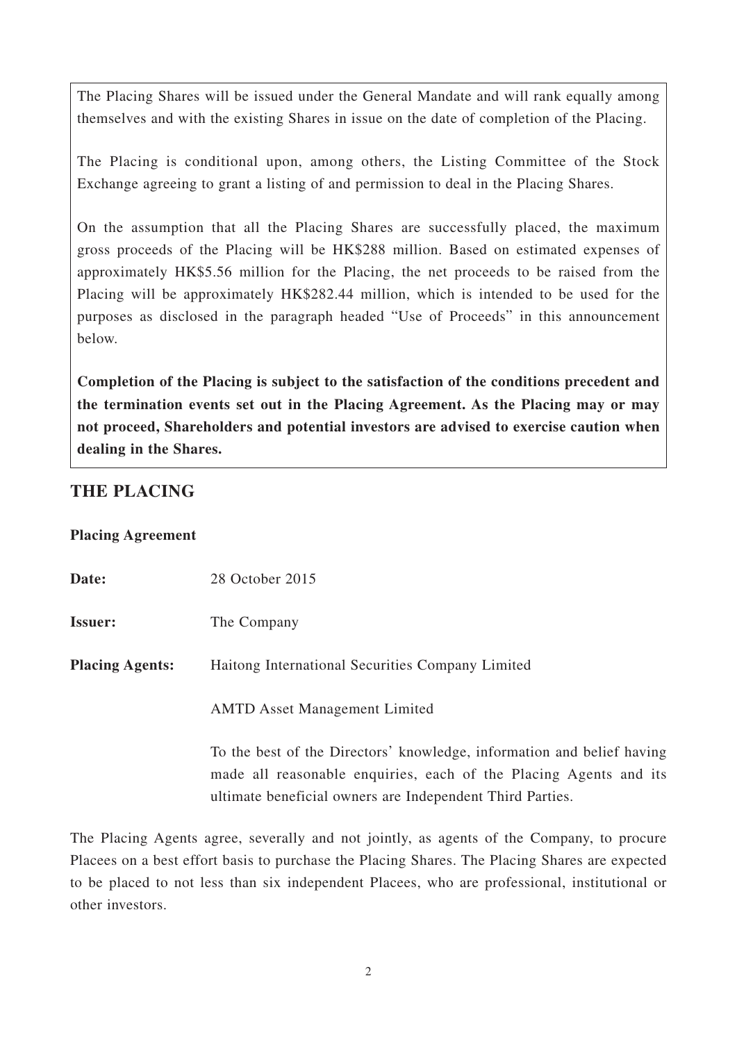The Placing Shares will be issued under the General Mandate and will rank equally among themselves and with the existing Shares in issue on the date of completion of the Placing.

The Placing is conditional upon, among others, the Listing Committee of the Stock Exchange agreeing to grant a listing of and permission to deal in the Placing Shares.

On the assumption that all the Placing Shares are successfully placed, the maximum gross proceeds of the Placing will be HK$288 million. Based on estimated expenses of approximately HK$5.56 million for the Placing, the net proceeds to be raised from the Placing will be approximately HK$282.44 million, which is intended to be used for the purposes as disclosed in the paragraph headed "Use of Proceeds" in this announcement below.

**Completion of the Placing is subject to the satisfaction of the conditions precedent and the termination events set out in the Placing Agreement. As the Placing may or may not proceed, Shareholders and potential investors are advised to exercise caution when dealing in the Shares.**

## THE PLACING

**Placing Agreement**

**Date:** 28 October 2015

**Issuer:** The Company

**Placing Agents:** Haitong International Securities Company Limited

AMTD Asset Management Limited

To the best of the Directors' knowledge, information and belief having made all reasonable enquiries, each of the Placing Agents and its ultimate beneficial owners are Independent Third Parties.

The Placing Agents agree, severally and not jointly, as agents of the Company, to procure Placees on a best effort basis to purchase the Placing Shares. The Placing Shares are expected to be placed to not less than six independent Placees, who are professional, institutional or other investors.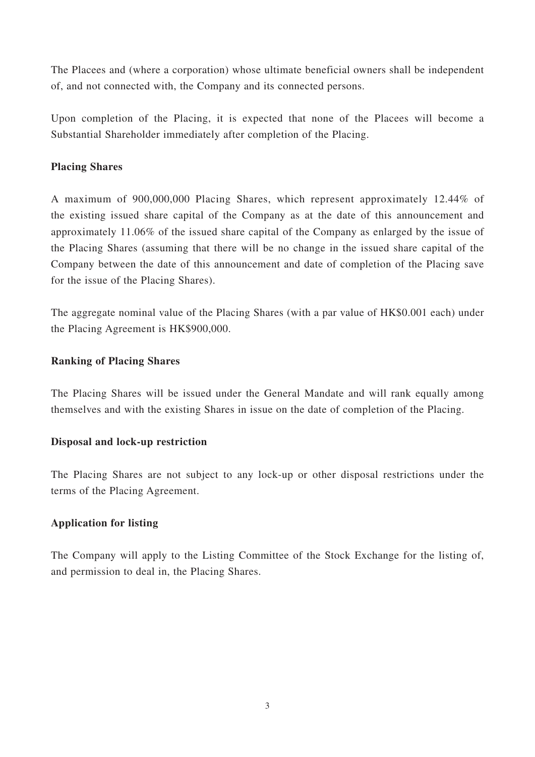The Placees and (where a corporation) whose ultimate beneficial owners shall be independent of, and not connected with, the Company and its connected persons.

Upon completion of the Placing, it is expected that none of the Placees will become a Substantial Shareholder immediately after completion of the Placing.

**Placing Shares**

A maximum of 900,000,000 Placing Shares, which represent approximately 12.44% of the existing issued share capital of the Company as at the date of this announcement and approximately 11.06% of the issued share capital of the Company as enlarged by the issue of the Placing Shares (assuming that there will be no change in the issued share capital of the Company between the date of this announcement and date of completion of the Placing save for the issue of the Placing Shares).

The aggregate nominal value of the Placing Shares (with a par value of HK$0.001 each) under the Placing Agreement is HK$900,000.

**Ranking of Placing Shares**

The Placing Shares will be issued under the General Mandate and will rank equally among themselves and with the existing Shares in issue on the date of completion of the Placing.

**Disposal and lock-up restriction**

The Placing Shares are not subject to any lock-up or other disposal restrictions under the terms of the Placing Agreement.

**Application for listing**

The Company will apply to the Listing Committee of the Stock Exchange for the listing of, and permission to deal in, the Placing Shares.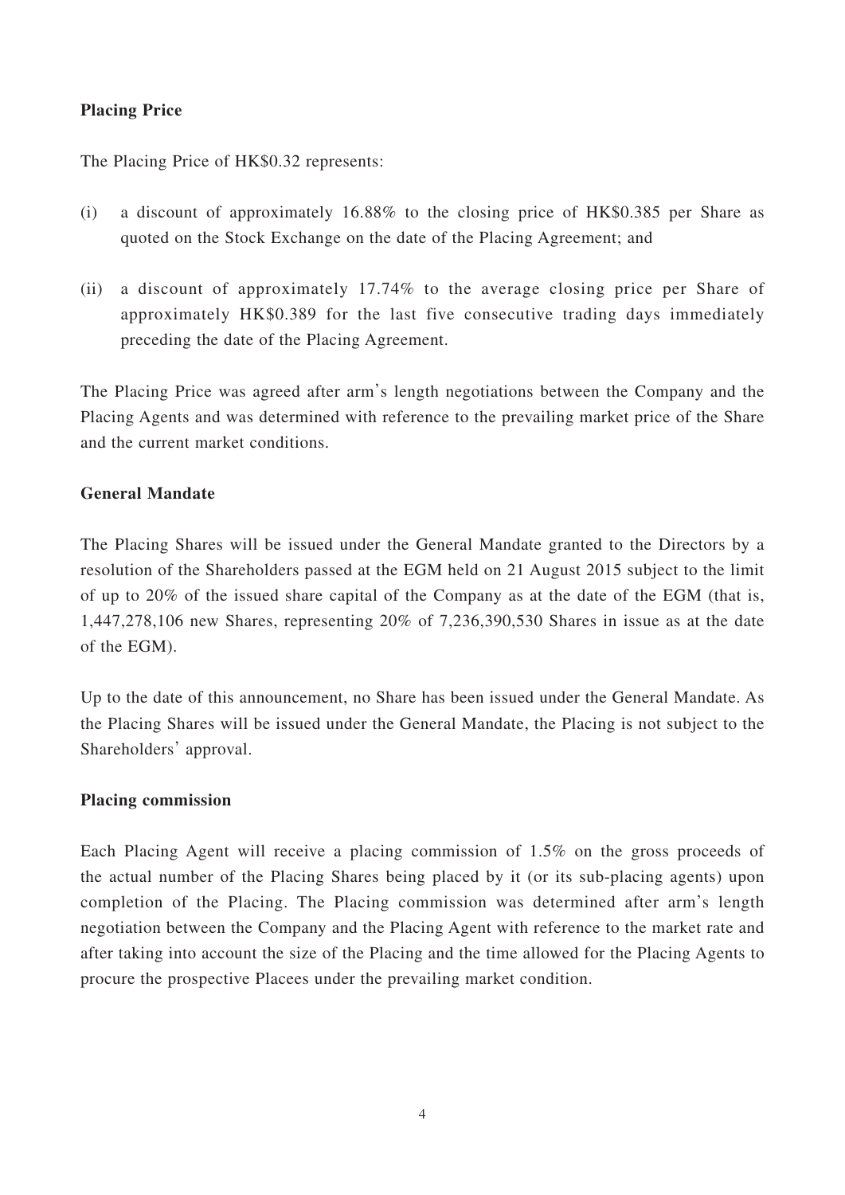**Placing Price**

The Placing Price of HK$0.32 represents:

(i) a discount of approximately 16.88% to the closing price of HK$0.385 per Share as quoted on the Stock Exchange on the date of the Placing Agreement; and

(ii) a discount of approximately 17.74% to the average closing price per Share of approximately HK$0.389 for the last five consecutive trading days immediately preceding the date of the Placing Agreement.

The Placing Price was agreed after arm's length negotiations between the Company and the Placing Agents and was determined with reference to the prevailing market price of the Share and the current market conditions.

**General Mandate**

The Placing Shares will be issued under the General Mandate granted to the Directors by a resolution of the Shareholders passed at the EGM held on 21 August 2015 subject to the limit of up to 20% of the issued share capital of the Company as at the date of the EGM (that is, 1,447,278,106 new Shares, representing 20% of 7,236,390,530 Shares in issue as at the date of the EGM).

Up to the date of this announcement, no Share has been issued under the General Mandate. As the Placing Shares will be issued under the General Mandate, the Placing is not subject to the Shareholders' approval.

**Placing commission**

Each Placing Agent will receive a placing commission of 1.5% on the gross proceeds of the actual number of the Placing Shares being placed by it (or its sub-placing agents) upon completion of the Placing. The Placing commission was determined after arm's length negotiation between the Company and the Placing Agent with reference to the market rate and after taking into account the size of the Placing and the time allowed for the Placing Agents to procure the prospective Placees under the prevailing market condition.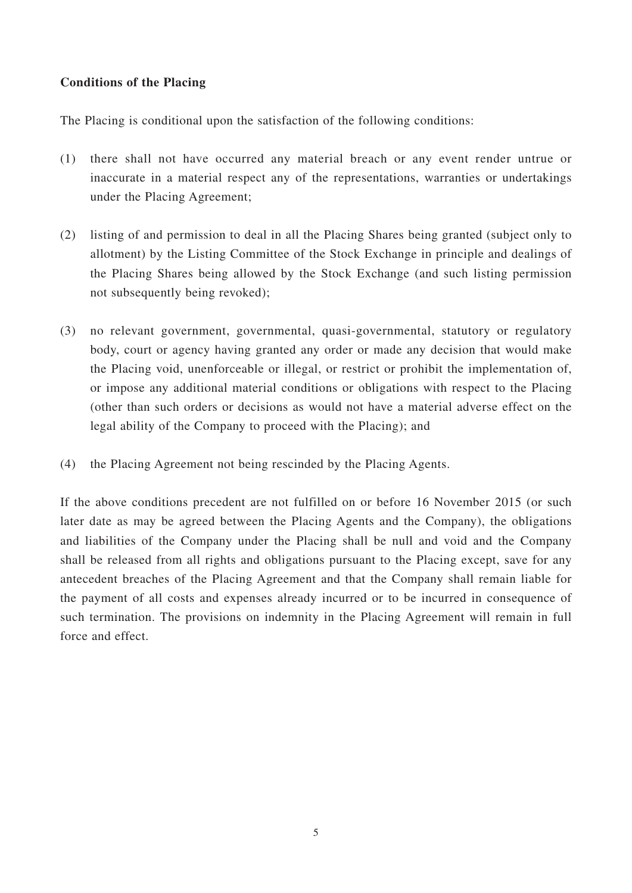**Conditions of the Placing**

The Placing is conditional upon the satisfaction of the following conditions:

(1) there shall not have occurred any material breach or any event render untrue or inaccurate in a material respect any of the representations, warranties or undertakings under the Placing Agreement;

(2) listing of and permission to deal in all the Placing Shares being granted (subject only to allotment) by the Listing Committee of the Stock Exchange in principle and dealings of the Placing Shares being allowed by the Stock Exchange (and such listing permission not subsequently being revoked);

(3) no relevant government, governmental, quasi-governmental, statutory or regulatory body, court or agency having granted any order or made any decision that would make the Placing void, unenforceable or illegal, or restrict or prohibit the implementation of, or impose any additional material conditions or obligations with respect to the Placing (other than such orders or decisions as would not have a material adverse effect on the legal ability of the Company to proceed with the Placing); and

(4) the Placing Agreement not being rescinded by the Placing Agents.

If the above conditions precedent are not fulfilled on or before 16 November 2015 (or such later date as may be agreed between the Placing Agents and the Company), the obligations and liabilities of the Company under the Placing shall be null and void and the Company shall be released from all rights and obligations pursuant to the Placing except, save for any antecedent breaches of the Placing Agreement and that the Company shall remain liable for the payment of all costs and expenses already incurred or to be incurred in consequence of such termination. The provisions on indemnity in the Placing Agreement will remain in full force and effect.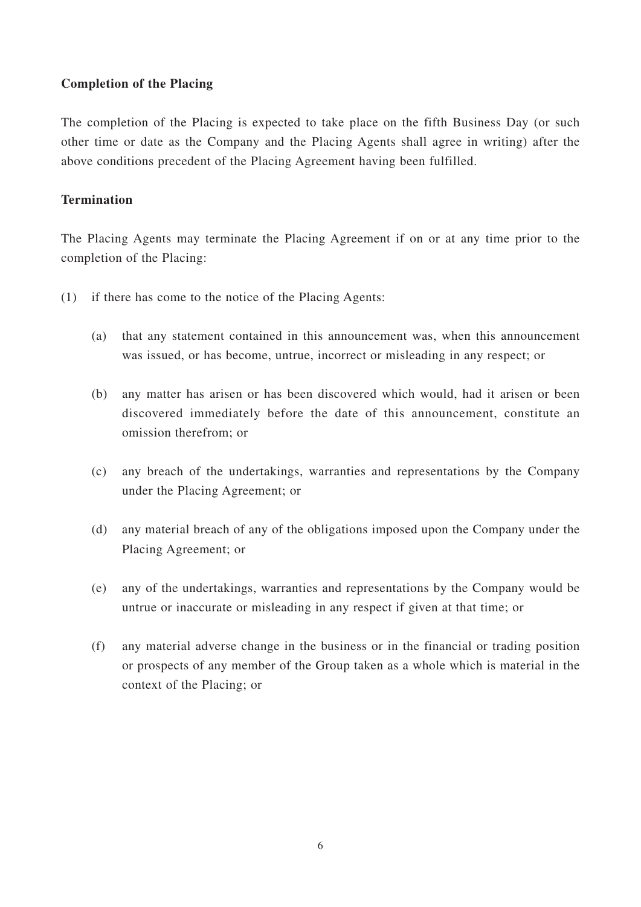**Completion of the Placing**

The completion of the Placing is expected to take place on the fifth Business Day (or such other time or date as the Company and the Placing Agents shall agree in writing) after the above conditions precedent of the Placing Agreement having been fulfilled.

**Termination**

The Placing Agents may terminate the Placing Agreement if on or at any time prior to the completion of the Placing:

(1) if there has come to the notice of the Placing Agents:

   (a) that any statement contained in this announcement was, when this announcement was issued, or has become, untrue, incorrect or misleading in any respect; or

   (b) any matter has arisen or has been discovered which would, had it arisen or been discovered immediately before the date of this announcement, constitute an omission therefrom; or

   (c) any breach of the undertakings, warranties and representations by the Company under the Placing Agreement; or

   (d) any material breach of any of the obligations imposed upon the Company under the Placing Agreement; or

   (e) any of the undertakings, warranties and representations by the Company would be untrue or inaccurate or misleading in any respect if given at that time; or

   (f) any material adverse change in the business or in the financial or trading position or prospects of any member of the Group taken as a whole which is material in the context of the Placing; or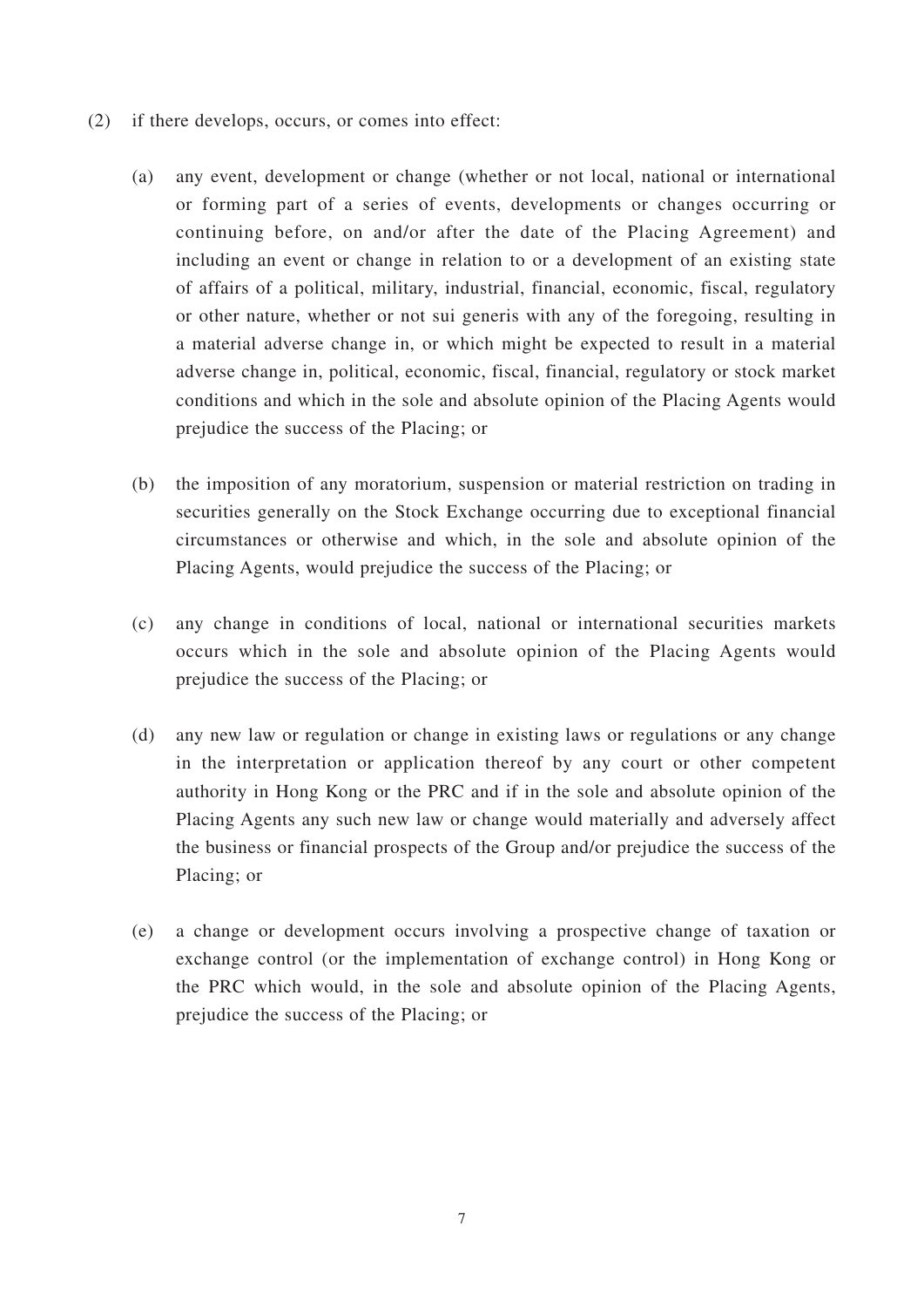(2) if there develops, occurs, or comes into effect:

   (a) any event, development or change (whether or not local, national or international or forming part of a series of events, developments or changes occurring or continuing before, on and/or after the date of the Placing Agreement) and including an event or change in relation to or a development of an existing state of affairs of a political, military, industrial, financial, economic, fiscal, regulatory or other nature, whether or not sui generis with any of the foregoing, resulting in a material adverse change in, or which might be expected to result in a material adverse change in, political, economic, fiscal, financial, regulatory or stock market conditions and which in the sole and absolute opinion of the Placing Agents would prejudice the success of the Placing; or

   (b) the imposition of any moratorium, suspension or material restriction on trading in securities generally on the Stock Exchange occurring due to exceptional financial circumstances or otherwise and which, in the sole and absolute opinion of the Placing Agents, would prejudice the success of the Placing; or

   (c) any change in conditions of local, national or international securities markets occurs which in the sole and absolute opinion of the Placing Agents would prejudice the success of the Placing; or

   (d) any new law or regulation or change in existing laws or regulations or any change in the interpretation or application thereof by any court or other competent authority in Hong Kong or the PRC and if in the sole and absolute opinion of the Placing Agents any such new law or change would materially and adversely affect the business or financial prospects of the Group and/or prejudice the success of the Placing; or

   (e) a change or development occurs involving a prospective change of taxation or exchange control (or the implementation of exchange control) in Hong Kong or the PRC which would, in the sole and absolute opinion of the Placing Agents, prejudice the success of the Placing; or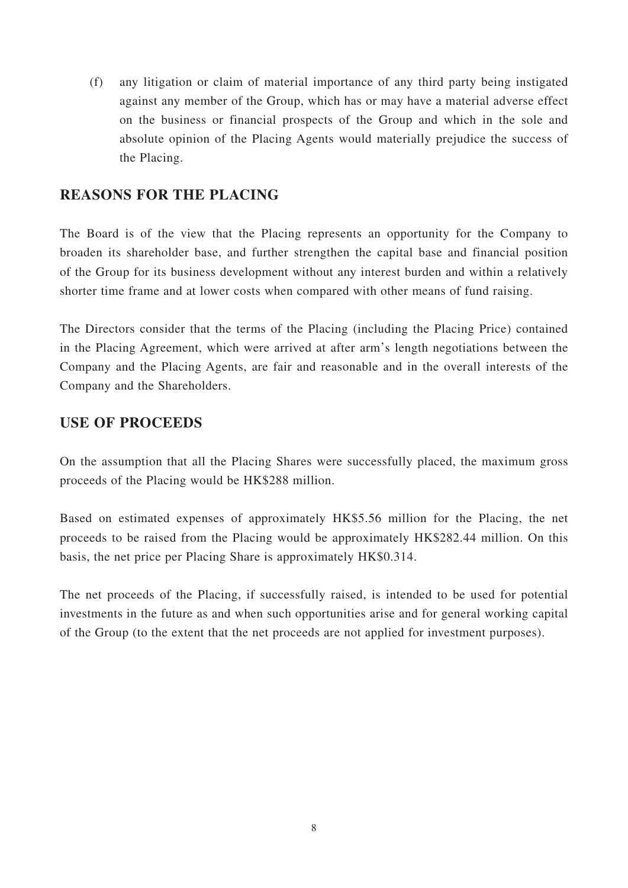(f) any litigation or claim of material importance of any third party being instigated against any member of the Group, which has or may have a material adverse effect on the business or financial prospects of the Group and which in the sole and absolute opinion of the Placing Agents would materially prejudice the success of the Placing.

## REASONS FOR THE PLACING

The Board is of the view that the Placing represents an opportunity for the Company to broaden its shareholder base, and further strengthen the capital base and financial position of the Group for its business development without any interest burden and within a relatively shorter time frame and at lower costs when compared with other means of fund raising.

The Directors consider that the terms of the Placing (including the Placing Price) contained in the Placing Agreement, which were arrived at after arm's length negotiations between the Company and the Placing Agents, are fair and reasonable and in the overall interests of the Company and the Shareholders.

## USE OF PROCEEDS

On the assumption that all the Placing Shares were successfully placed, the maximum gross proceeds of the Placing would be HK$288 million.

Based on estimated expenses of approximately HK$5.56 million for the Placing, the net proceeds to be raised from the Placing would be approximately HK$282.44 million. On this basis, the net price per Placing Share is approximately HK$0.314.

The net proceeds of the Placing, if successfully raised, is intended to be used for potential investments in the future as and when such opportunities arise and for general working capital of the Group (to the extent that the net proceeds are not applied for investment purposes).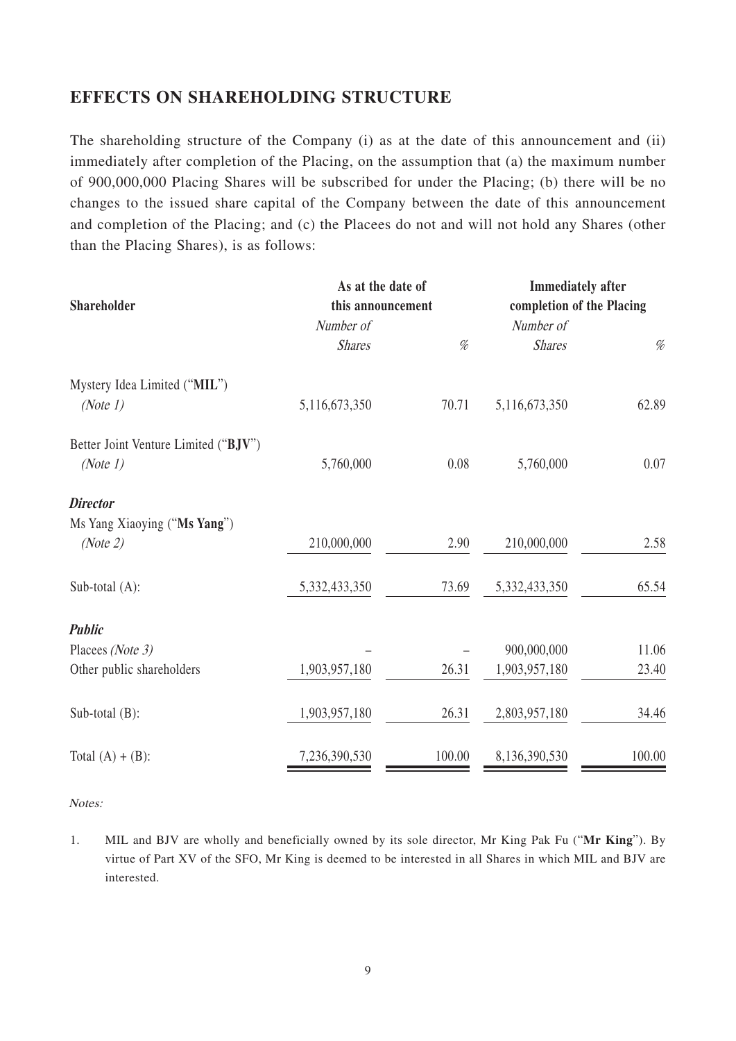## EFFECTS ON SHAREHOLDING STRUCTURE

The shareholding structure of the Company (i) as at the date of this announcement and (ii) immediately after completion of the Placing, on the assumption that (a) the maximum number of 900,000,000 Placing Shares will be subscribed for under the Placing; (b) there will be no changes to the issued share capital of the Company between the date of this announcement and completion of the Placing; and (c) the Placees do not and will not hold any Shares (other than the Placing Shares), is as follows:

| Shareholder | As at the date of this announcement | | Immediately after completion of the Placing | |
|---|---|---|---|---|
| | *Number of Shares* | *%* | *Number of Shares* | *%* |
| Mystery Idea Limited ("**MIL**") *(Note 1)* | 5,116,673,350 | 70.71 | 5,116,673,350 | 62.89 |
| Better Joint Venture Limited ("**BJV**") *(Note 1)* | 5,760,000 | 0.08 | 5,760,000 | 0.07 |
| ***Director*** | | | | |
| Ms Yang Xiaoying ("**Ms Yang**") *(Note 2)* | 210,000,000 | 2.90 | 210,000,000 | 2.58 |
| Sub-total (A): | 5,332,433,350 | 73.69 | 5,332,433,350 | 65.54 |
| ***Public*** | | | | |
| Placees *(Note 3)* | – | – | 900,000,000 | 11.06 |
| Other public shareholders | 1,903,957,180 | 26.31 | 1,903,957,180 | 23.40 |
| Sub-total (B): | 1,903,957,180 | 26.31 | 2,803,957,180 | 34.46 |
| Total (A) + (B): | 7,236,390,530 | 100.00 | 8,136,390,530 | 100.00 |

*Notes:*

1. MIL and BJV are wholly and beneficially owned by its sole director, Mr King Pak Fu ("**Mr King**"). By virtue of Part XV of the SFO, Mr King is deemed to be interested in all Shares in which MIL and BJV are interested.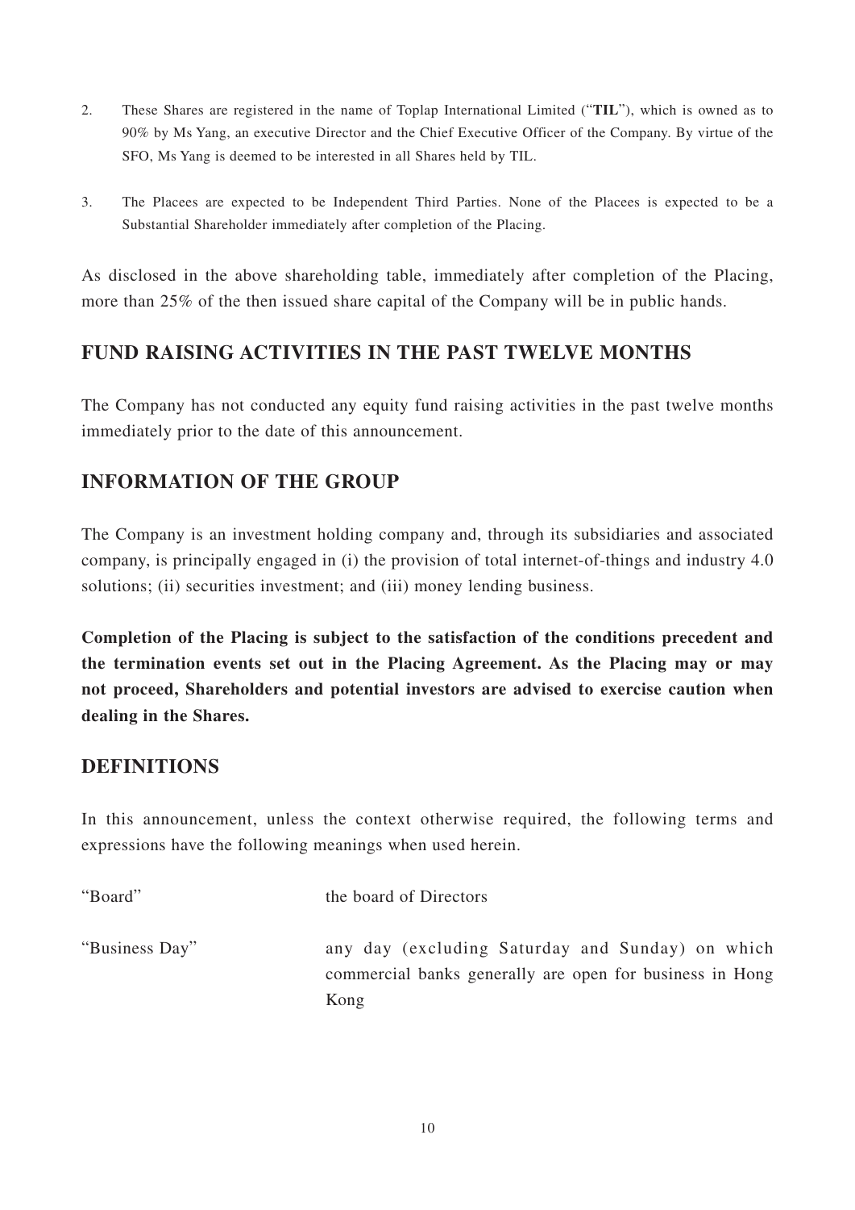2. These Shares are registered in the name of Toplap International Limited ("**TIL**"), which is owned as to 90% by Ms Yang, an executive Director and the Chief Executive Officer of the Company. By virtue of the SFO, Ms Yang is deemed to be interested in all Shares held by TIL.

3. The Placees are expected to be Independent Third Parties. None of the Placees is expected to be a Substantial Shareholder immediately after completion of the Placing.

As disclosed in the above shareholding table, immediately after completion of the Placing, more than 25% of the then issued share capital of the Company will be in public hands.

## FUND RAISING ACTIVITIES IN THE PAST TWELVE MONTHS

The Company has not conducted any equity fund raising activities in the past twelve months immediately prior to the date of this announcement.

## INFORMATION OF THE GROUP

The Company is an investment holding company and, through its subsidiaries and associated company, is principally engaged in (i) the provision of total internet-of-things and industry 4.0 solutions; (ii) securities investment; and (iii) money lending business.

**Completion of the Placing is subject to the satisfaction of the conditions precedent and the termination events set out in the Placing Agreement. As the Placing may or may not proceed, Shareholders and potential investors are advised to exercise caution when dealing in the Shares.**

## DEFINITIONS

In this announcement, unless the context otherwise required, the following terms and expressions have the following meanings when used herein.

| | |
|---|---|
| "Board" | the board of Directors |
| "Business Day" | any day (excluding Saturday and Sunday) on which commercial banks generally are open for business in Hong Kong |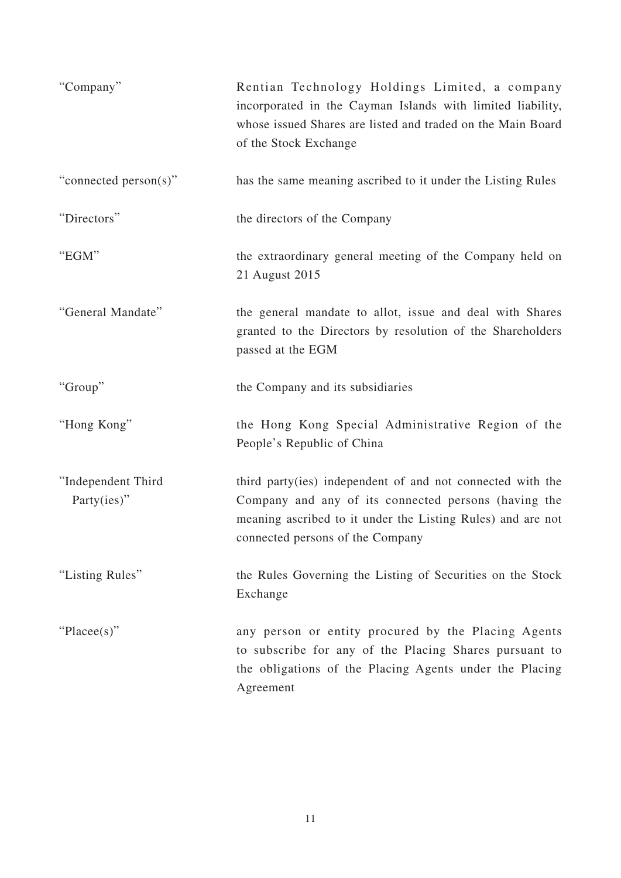| | |
|---|---|
| "Company" | Rentian Technology Holdings Limited, a company incorporated in the Cayman Islands with limited liability, whose issued Shares are listed and traded on the Main Board of the Stock Exchange |
| "connected person(s)" | has the same meaning ascribed to it under the Listing Rules |
| "Directors" | the directors of the Company |
| "EGM" | the extraordinary general meeting of the Company held on 21 August 2015 |
| "General Mandate" | the general mandate to allot, issue and deal with Shares granted to the Directors by resolution of the Shareholders passed at the EGM |
| "Group" | the Company and its subsidiaries |
| "Hong Kong" | the Hong Kong Special Administrative Region of the People's Republic of China |
| "Independent Third Party(ies)" | third party(ies) independent of and not connected with the Company and any of its connected persons (having the meaning ascribed to it under the Listing Rules) and are not connected persons of the Company |
| "Listing Rules" | the Rules Governing the Listing of Securities on the Stock Exchange |
| "Placee(s)" | any person or entity procured by the Placing Agents to subscribe for any of the Placing Shares pursuant to the obligations of the Placing Agents under the Placing Agreement |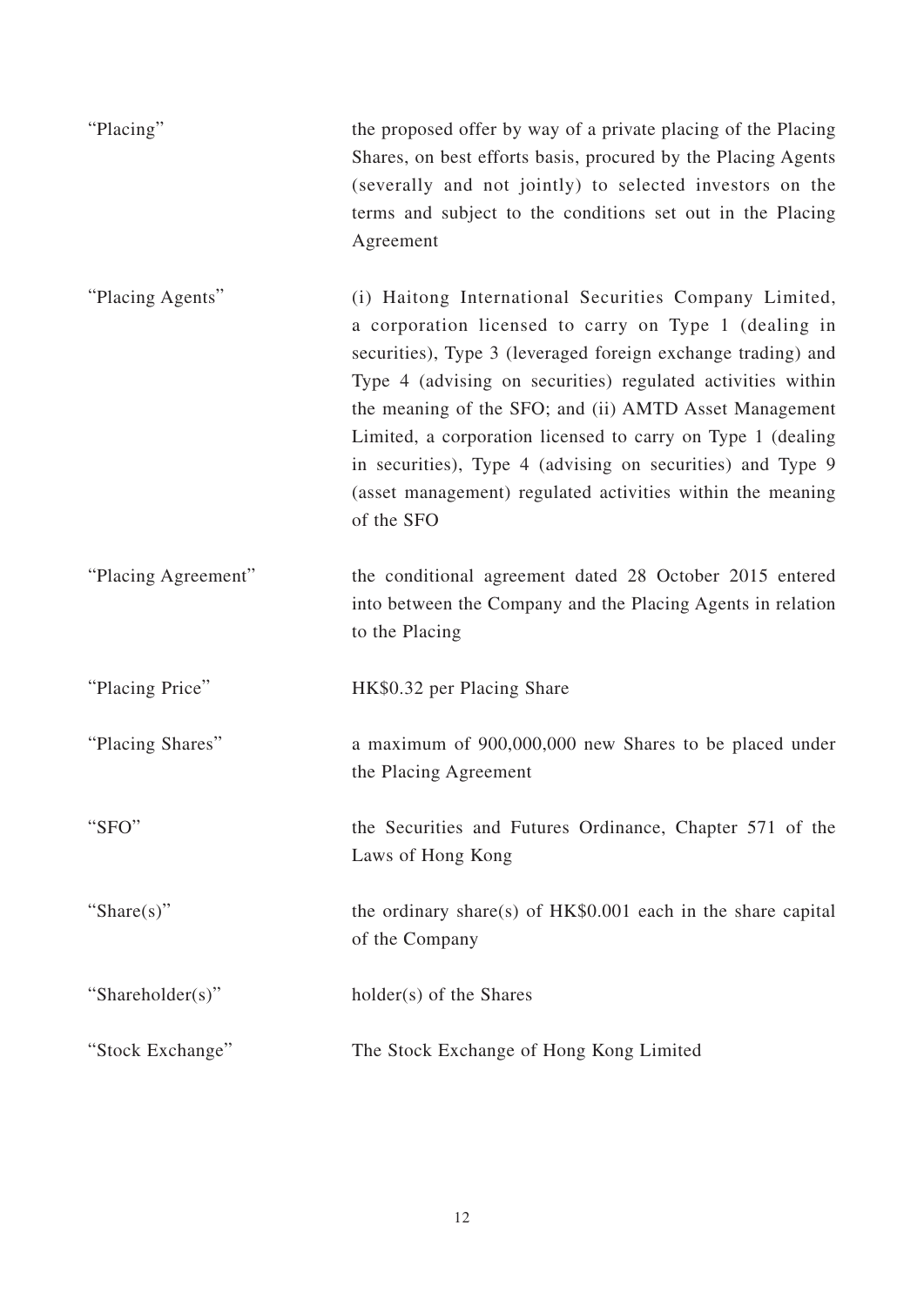| | |
|---|---|
| "Placing" | the proposed offer by way of a private placing of the Placing Shares, on best efforts basis, procured by the Placing Agents (severally and not jointly) to selected investors on the terms and subject to the conditions set out in the Placing Agreement |
| "Placing Agents" | (i) Haitong International Securities Company Limited, a corporation licensed to carry on Type 1 (dealing in securities), Type 3 (leveraged foreign exchange trading) and Type 4 (advising on securities) regulated activities within the meaning of the SFO; and (ii) AMTD Asset Management Limited, a corporation licensed to carry on Type 1 (dealing in securities), Type 4 (advising on securities) and Type 9 (asset management) regulated activities within the meaning of the SFO |
| "Placing Agreement" | the conditional agreement dated 28 October 2015 entered into between the Company and the Placing Agents in relation to the Placing |
| "Placing Price" | HK$0.32 per Placing Share |
| "Placing Shares" | a maximum of 900,000,000 new Shares to be placed under the Placing Agreement |
| "SFO" | the Securities and Futures Ordinance, Chapter 571 of the Laws of Hong Kong |
| "Share(s)" | the ordinary share(s) of HK$0.001 each in the share capital of the Company |
| "Shareholder(s)" | holder(s) of the Shares |
| "Stock Exchange" | The Stock Exchange of Hong Kong Limited |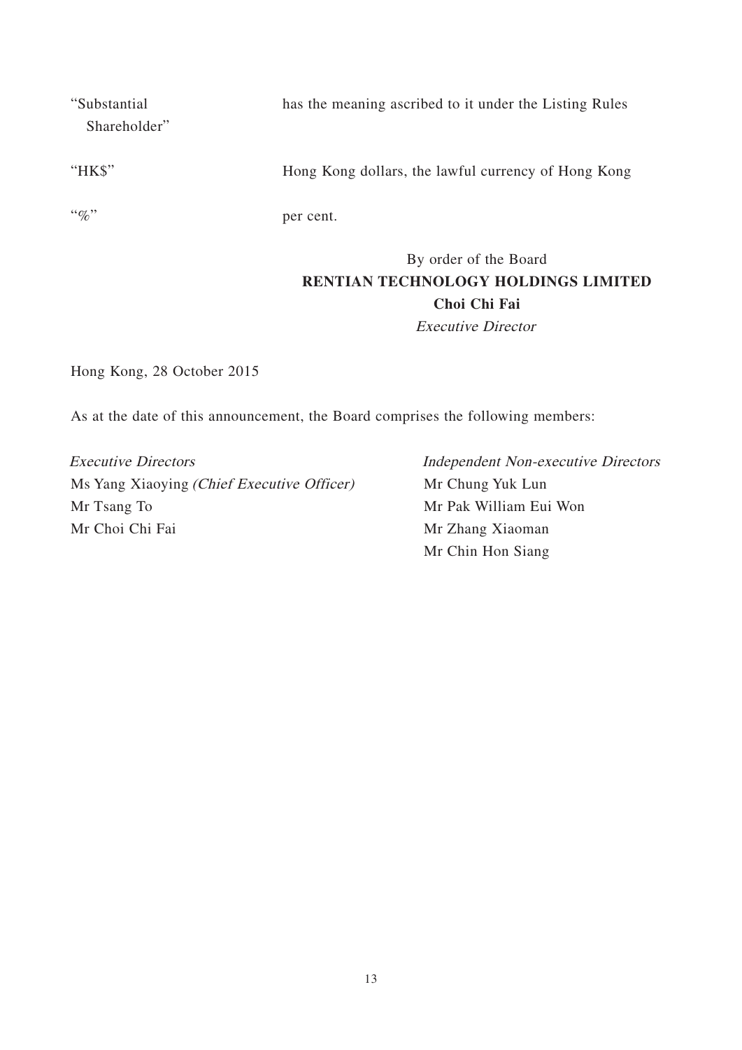| | |
|---|---|
| "Substantial Shareholder" | has the meaning ascribed to it under the Listing Rules |
| "HK$" | Hong Kong dollars, the lawful currency of Hong Kong |
| "%" | per cent. |

By order of the Board
**RENTIAN TECHNOLOGY HOLDINGS LIMITED**
**Choi Chi Fai**
*Executive Director*

Hong Kong, 28 October 2015

As at the date of this announcement, the Board comprises the following members:

*Executive Directors*
Ms Yang Xiaoying *(Chief Executive Officer)*
Mr Tsang To
Mr Choi Chi Fai

*Independent Non-executive Directors*
Mr Chung Yuk Lun
Mr Pak William Eui Won
Mr Zhang Xiaoman
Mr Chin Hon Siang